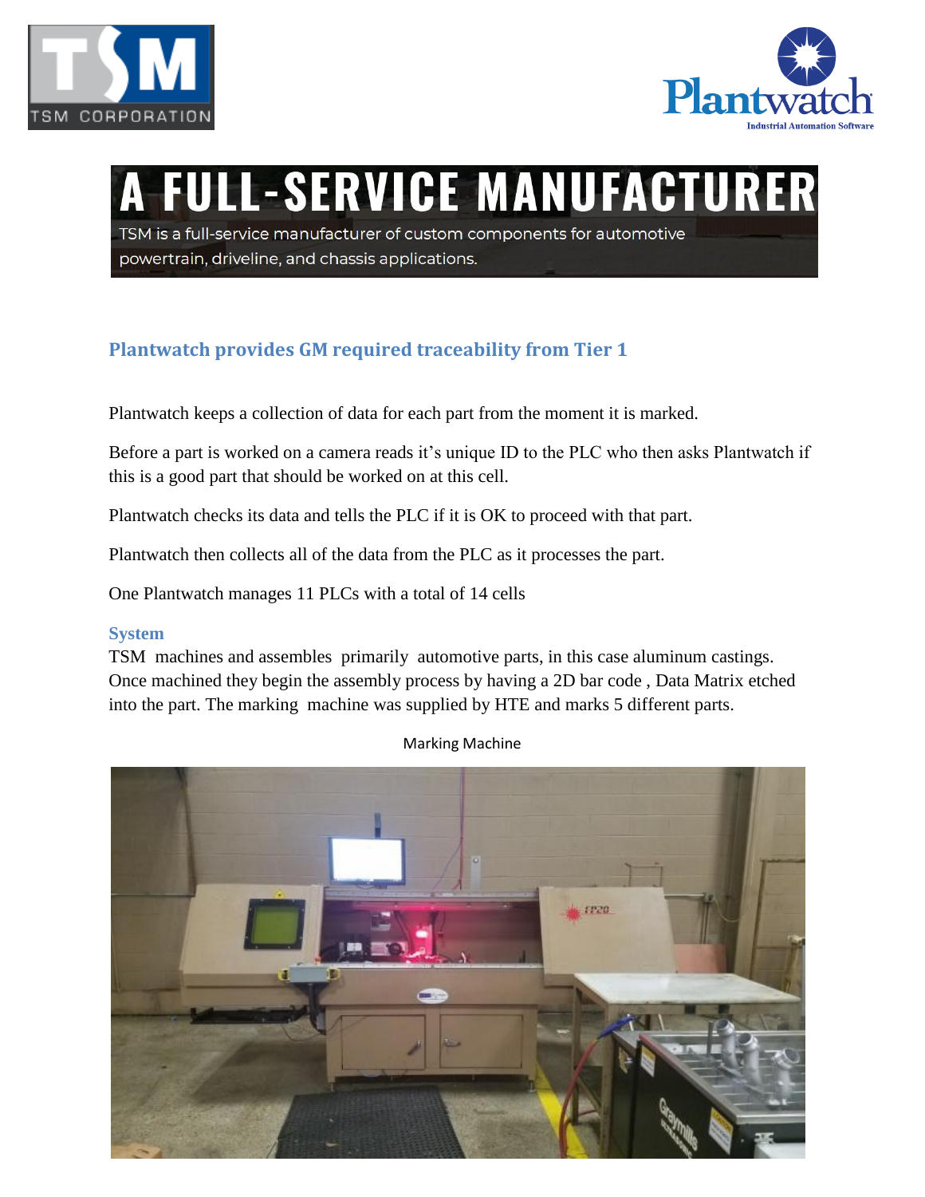# A FULL-SERVICE MANUFACTURER

TSM is a full-service manufacturer of custom components for automotive powertrain, driveline, and chassis applications.

## Plantwatch provides GM required traceability from Tier 1

Plantwatch keeps a collection of data for each part from the moment it is marked.

Before a part is worked on a camera reads it's unique ID to the PLC who then asks Plantwatch if this is a good part that should be worked on at this cell.

Plantwatch checks its data and tells the PLC if it is OK to proceed with that part.

Plantwatch then collects all of the data from the PLC as it processes the part.

One Plantwatch manages 11 PLCs with a total of 14 cells

### System

TSM machines and assembles primarily automotive parts, in this case aluminum castings. Once machined they begin the assembly process by having a 2D bar code , Data Matrix etched into the part. The marking machine was supplied by HTE and marks 5 different parts.

Marking Machine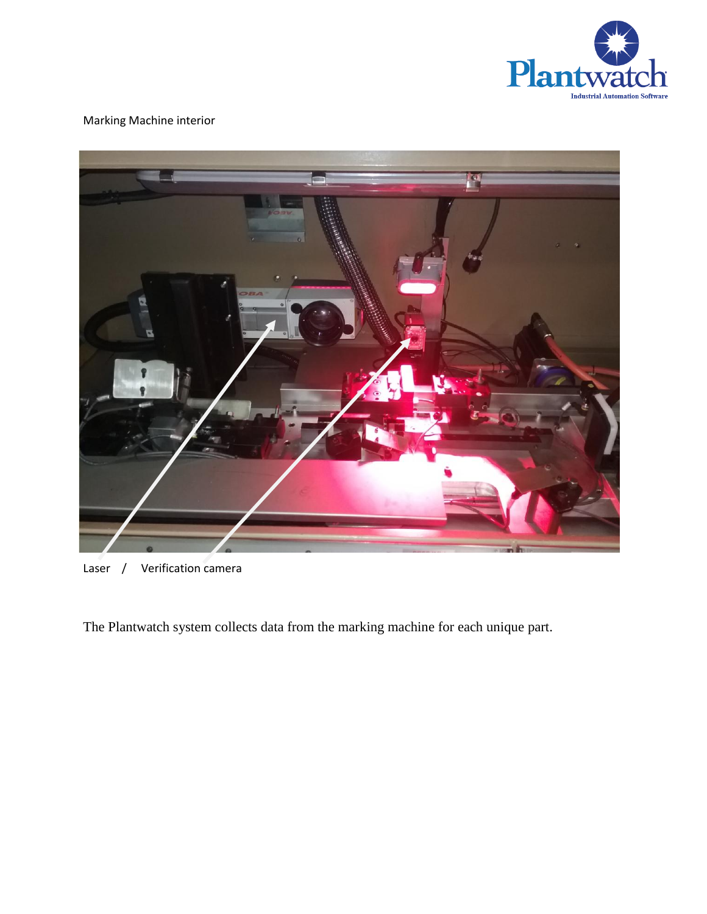Marking Machine interior

Laser / Verification camera

The Plantwatch system collects data from the marking machine for each unique part.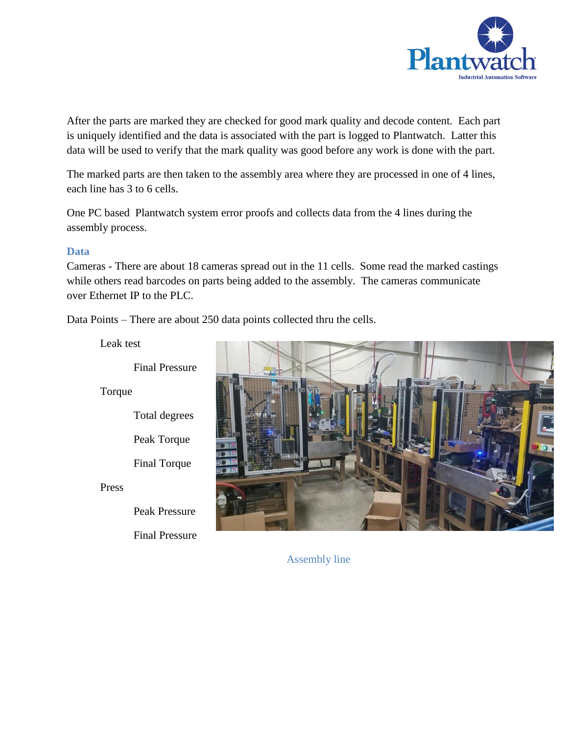After the parts are marked they are checked for good mark quality and decode content. Each part is uniquely identified and the data is associated with the part is logged to Plantwatch. Latter this data will be used to verify that the mark quality was good before any work is done with the part.

The marked parts are then taken to the assembly area where they are processed in one of 4 lines, each line has 3 to 6 cells.

One PC based Plantwatch system error proofs and collects data from the 4 lines during the assembly process.

### Data

Cameras - There are about 18 cameras spread out in the 11 cells. Some read the marked castings while others read barcodes on parts being added to the assembly. The cameras communicate over Ethernet IP to the PLC.

Data Points – There are about 250 data points collected thru the cells.

- Leak test
  - Final Pressure
- Torque
  - Total degrees
  - Peak Torque
  - Final Torque
- Press
  - Peak Pressure
  - Final Pressure

Assembly line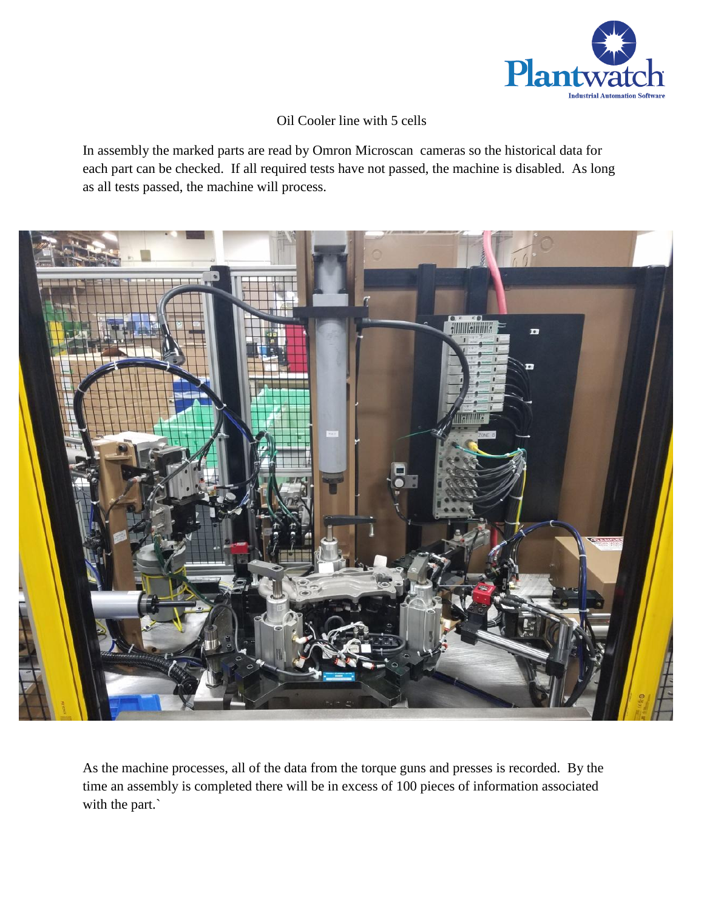Oil Cooler line with 5 cells

In assembly the marked parts are read by Omron Microscan cameras so the historical data for each part can be checked. If all required tests have not passed, the machine is disabled. As long as all tests passed, the machine will process.

As the machine processes, all of the data from the torque guns and presses is recorded. By the time an assembly is completed there will be in excess of 100 pieces of information associated with the part.`